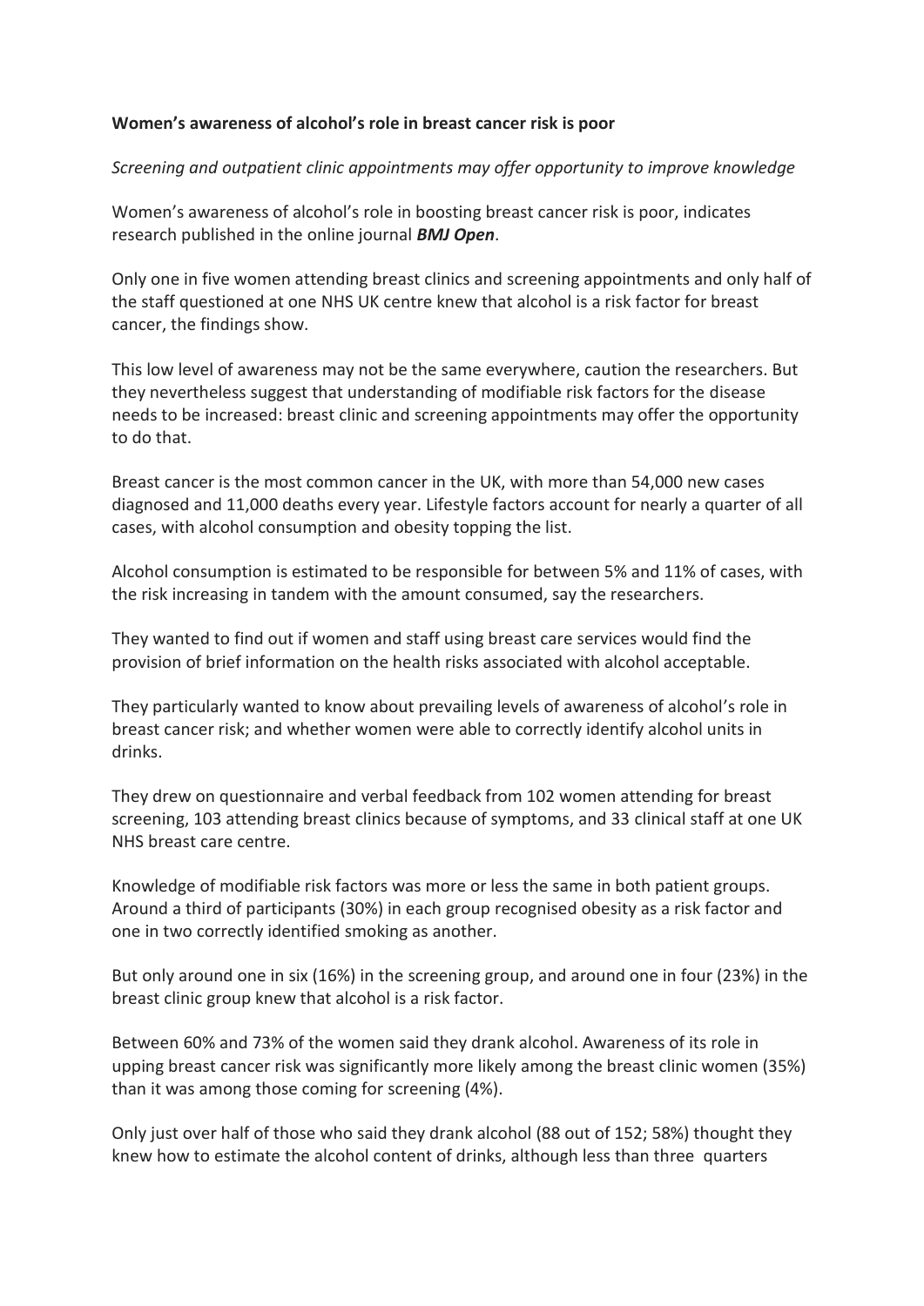**Women's awareness of alcohol's role in breast cancer risk is poor**

*Screening and outpatient clinic appointments may offer opportunity to improve knowledge*

Women's awareness of alcohol's role in boosting breast cancer risk is poor, indicates research published in the online journal ***BMJ Open***.

Only one in five women attending breast clinics and screening appointments and only half of the staff questioned at one NHS UK centre knew that alcohol is a risk factor for breast cancer, the findings show.

This low level of awareness may not be the same everywhere, caution the researchers. But they nevertheless suggest that understanding of modifiable risk factors for the disease needs to be increased: breast clinic and screening appointments may offer the opportunity to do that.

Breast cancer is the most common cancer in the UK, with more than 54,000 new cases diagnosed and 11,000 deaths every year. Lifestyle factors account for nearly a quarter of all cases, with alcohol consumption and obesity topping the list.

Alcohol consumption is estimated to be responsible for between 5% and 11% of cases, with the risk increasing in tandem with the amount consumed, say the researchers.

They wanted to find out if women and staff using breast care services would find the provision of brief information on the health risks associated with alcohol acceptable.

They particularly wanted to know about prevailing levels of awareness of alcohol's role in breast cancer risk; and whether women were able to correctly identify alcohol units in drinks.

They drew on questionnaire and verbal feedback from 102 women attending for breast screening, 103 attending breast clinics because of symptoms, and 33 clinical staff at one UK NHS breast care centre.

Knowledge of modifiable risk factors was more or less the same in both patient groups. Around a third of participants (30%) in each group recognised obesity as a risk factor and one in two correctly identified smoking as another.

But only around one in six (16%) in the screening group, and around one in four (23%) in the breast clinic group knew that alcohol is a risk factor.

Between 60% and 73% of the women said they drank alcohol. Awareness of its role in upping breast cancer risk was significantly more likely among the breast clinic women (35%) than it was among those coming for screening (4%).

Only just over half of those who said they drank alcohol (88 out of 152; 58%) thought they knew how to estimate the alcohol content of drinks, although less than three quarters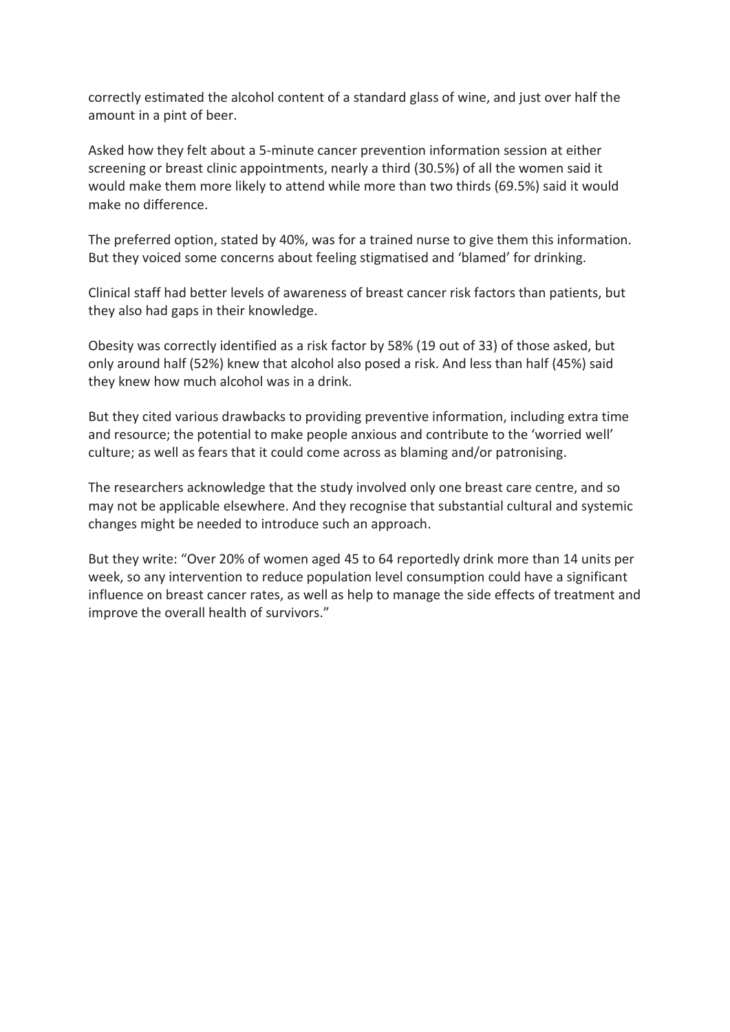correctly estimated the alcohol content of a standard glass of wine, and just over half the amount in a pint of beer.

Asked how they felt about a 5-minute cancer prevention information session at either screening or breast clinic appointments, nearly a third (30.5%) of all the women said it would make them more likely to attend while more than two thirds (69.5%) said it would make no difference.

The preferred option, stated by 40%, was for a trained nurse to give them this information. But they voiced some concerns about feeling stigmatised and 'blamed' for drinking.

Clinical staff had better levels of awareness of breast cancer risk factors than patients, but they also had gaps in their knowledge.

Obesity was correctly identified as a risk factor by 58% (19 out of 33) of those asked, but only around half (52%) knew that alcohol also posed a risk. And less than half (45%) said they knew how much alcohol was in a drink.

But they cited various drawbacks to providing preventive information, including extra time and resource; the potential to make people anxious and contribute to the 'worried well' culture; as well as fears that it could come across as blaming and/or patronising.

The researchers acknowledge that the study involved only one breast care centre, and so may not be applicable elsewhere. And they recognise that substantial cultural and systemic changes might be needed to introduce such an approach.

But they write: "Over 20% of women aged 45 to 64 reportedly drink more than 14 units per week, so any intervention to reduce population level consumption could have a significant influence on breast cancer rates, as well as help to manage the side effects of treatment and improve the overall health of survivors."